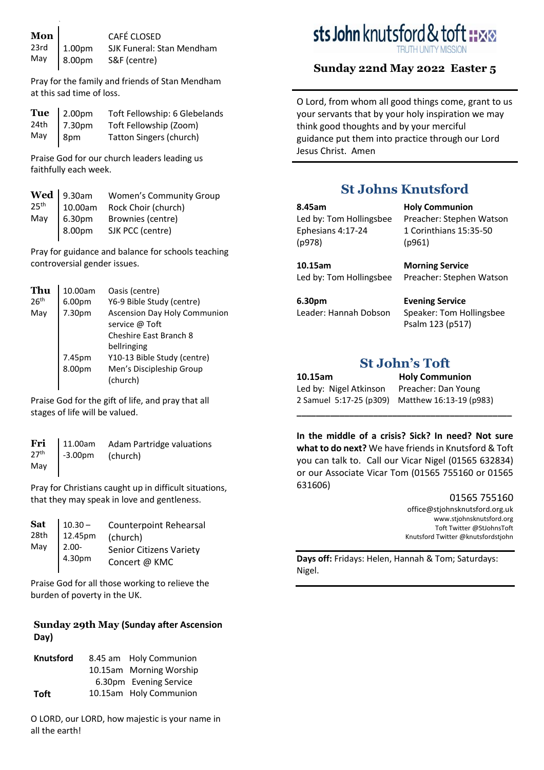## sts John knutsford & toft

TRUTH UNITY MISSION

### Sunday 22nd May 2022 Easter 5

O Lord, from whom all good things come, grant to us your servants that by your holy inspiration we may think good thoughts and by your merciful guidance put them into practice through our Lord Jesus Christ. Amen

## St Johns Knutsford

| | |
|---|---|
| **8.45am** | **Holy Communion** |
| Led by: Tom Hollingsbee | Preacher: Stephen Watson |
| Ephesians 4:17-24 (p978) | 1 Corinthians 15:35-50 (p961) |
| **10.15am** | **Morning Service** |
| Led by: Tom Hollingsbee | Preacher: Stephen Watson |
| **6.30pm** | **Evening Service** |
| Leader: Hannah Dobson | Speaker: Tom Hollingsbee |
| | Psalm 123 (p517) |

## St John's Toft

| | |
|---|---|
| **10.15am** | **Holy Communion** |
| Led by: Nigel Atkinson | Preacher: Dan Young |
| 2 Samuel 5:17-25 (p309) | Matthew 16:13-19 (p983) |

**In the middle of a crisis? Sick? In need? Not sure what to do next?** We have friends in Knutsford & Toft you can talk to. Call our Vicar Nigel (01565 632834) or our Associate Vicar Tom (01565 755160 or 01565 631606)

01565 755160
office@stjohnsknutsford.org.uk
www.stjohnsknutsford.org
Toft Twitter @StJohnsToft
Knutsford Twitter @knutsfordstjohn

**Days off:** Fridays: Helen, Hannah & Tom; Saturdays: Nigel.

| Day | Time | Event |
|---|---|---|
| **Mon** 23rd May | | CAFÉ CLOSED |
| | 1.00pm | SJK Funeral: Stan Mendham |
| | 8.00pm | S&F (centre) |

Pray for the family and friends of Stan Mendham at this sad time of loss.

| Day | Time | Event |
|---|---|---|
| **Tue** 24th May | 2.00pm | Toft Fellowship: 6 Glebelands |
| | 7.30pm | Toft Fellowship (Zoom) |
| | 8pm | Tatton Singers (church) |

Praise God for our church leaders leading us faithfully each week.

| Day | Time | Event |
|---|---|---|
| **Wed** 25th May | 9.30am | Women's Community Group |
| | 10.00am | Rock Choir (church) |
| | 6.30pm | Brownies (centre) |
| | 8.00pm | SJK PCC (centre) |

Pray for guidance and balance for schools teaching controversial gender issues.

| Day | Time | Event |
|---|---|---|
| **Thu** 26th May | 10.00am | Oasis (centre) |
| | 6.00pm | Y6-9 Bible Study (centre) |
| | 7.30pm | Ascension Day Holy Communion service @ Toft |
| | | Cheshire East Branch 8 bellringing |
| | 7.45pm | Y10-13 Bible Study (centre) |
| | 8.00pm | Men's Discipleship Group (church) |

Praise God for the gift of life, and pray that all stages of life will be valued.

| Day | Time | Event |
|---|---|---|
| **Fri** 27th May | 11.00am -3.00pm | Adam Partridge valuations (church) |

Pray for Christians caught up in difficult situations, that they may speak in love and gentleness.

| Day | Time | Event |
|---|---|---|
| **Sat** 28th May | 10.30 – 12.45pm | Counterpoint Rehearsal (church) |
| | 2.00-4.30pm | Senior Citizens Variety Concert @ KMC |

Praise God for all those working to relieve the burden of poverty in the UK.

### Sunday 29th May (Sunday after Ascension Day)

| | | |
|---|---|---|
| **Knutsford** | 8.45 am | Holy Communion |
| | 10.15am | Morning Worship |
| | 6.30pm | Evening Service |
| **Toft** | 10.15am | Holy Communion |

O LORD, our LORD, how majestic is your name in all the earth!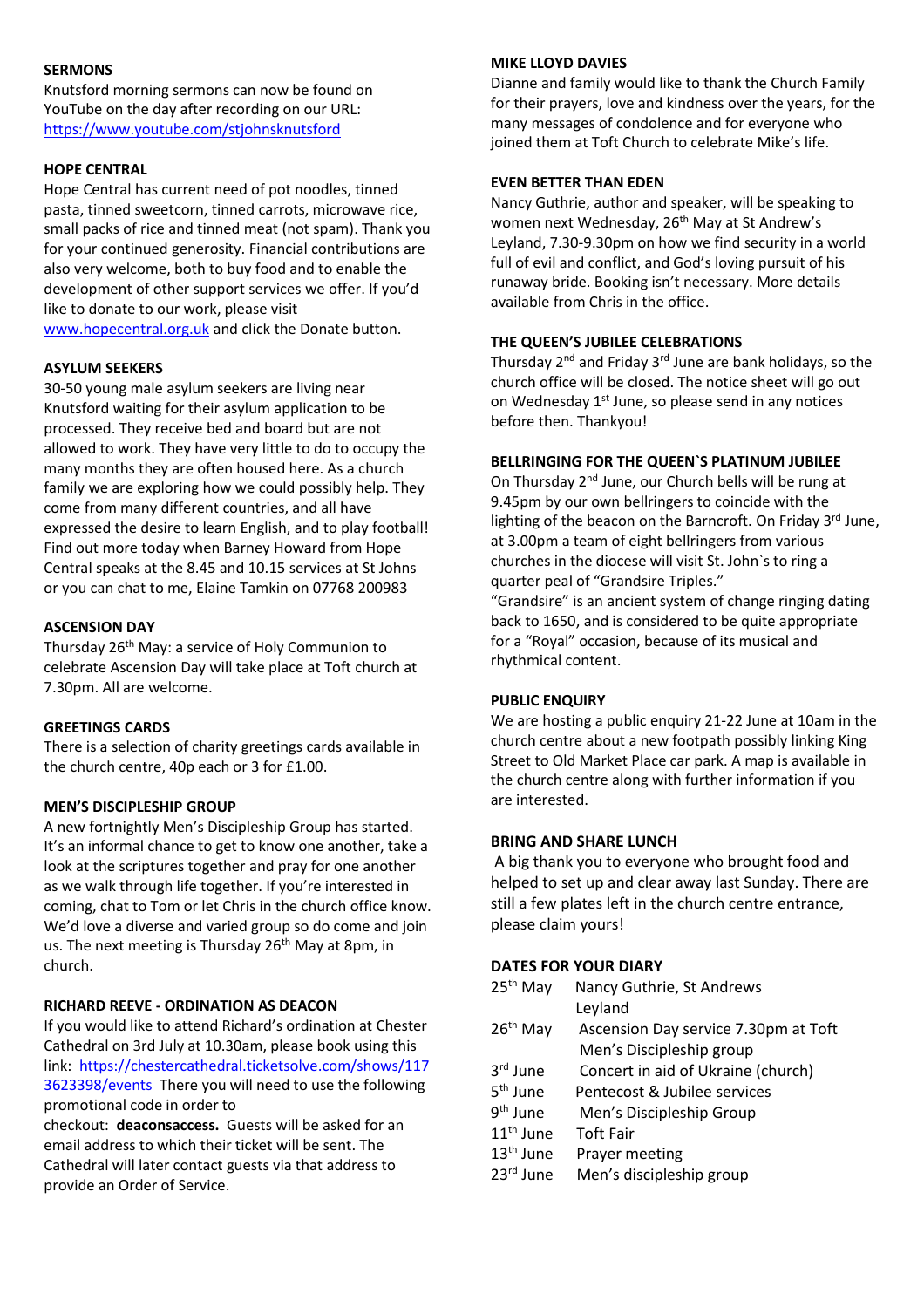## SERMONS

Knutsford morning sermons can now be found on YouTube on the day after recording on our URL: https://www.youtube.com/stjohnsknutsford

## HOPE CENTRAL

Hope Central has current need of pot noodles, tinned pasta, tinned sweetcorn, tinned carrots, microwave rice, small packs of rice and tinned meat (not spam). Thank you for your continued generosity. Financial contributions are also very welcome, both to buy food and to enable the development of other support services we offer. If you'd like to donate to our work, please visit www.hopecentral.org.uk and click the Donate button.

## ASYLUM SEEKERS

30-50 young male asylum seekers are living near Knutsford waiting for their asylum application to be processed. They receive bed and board but are not allowed to work. They have very little to do to occupy the many months they are often housed here. As a church family we are exploring how we could possibly help. They come from many different countries, and all have expressed the desire to learn English, and to play football! Find out more today when Barney Howard from Hope Central speaks at the 8.45 and 10.15 services at St Johns or you can chat to me, Elaine Tamkin on 07768 200983

## ASCENSION DAY

Thursday 26th May: a service of Holy Communion to celebrate Ascension Day will take place at Toft church at 7.30pm. All are welcome.

## GREETINGS CARDS

There is a selection of charity greetings cards available in the church centre, 40p each or 3 for £1.00.

## MEN'S DISCIPLESHIP GROUP

A new fortnightly Men's Discipleship Group has started. It's an informal chance to get to know one another, take a look at the scriptures together and pray for one another as we walk through life together. If you're interested in coming, chat to Tom or let Chris in the church office know. We'd love a diverse and varied group so do come and join us. The next meeting is Thursday 26th May at 8pm, in church.

## RICHARD REEVE - ORDINATION AS DEACON

If you would like to attend Richard's ordination at Chester Cathedral on 3rd July at 10.30am, please book using this link: https://chestercathedral.ticketsolve.com/shows/1173623398/events There you will need to use the following promotional code in order to checkout: **deaconsaccess.** Guests will be asked for an email address to which their ticket will be sent. The Cathedral will later contact guests via that address to provide an Order of Service.

## MIKE LLOYD DAVIES

Dianne and family would like to thank the Church Family for their prayers, love and kindness over the years, for the many messages of condolence and for everyone who joined them at Toft Church to celebrate Mike's life.

## EVEN BETTER THAN EDEN

Nancy Guthrie, author and speaker, will be speaking to women next Wednesday, 26th May at St Andrew's Leyland, 7.30-9.30pm on how we find security in a world full of evil and conflict, and God's loving pursuit of his runaway bride. Booking isn't necessary. More details available from Chris in the office.

## THE QUEEN'S JUBILEE CELEBRATIONS

Thursday 2nd and Friday 3rd June are bank holidays, so the church office will be closed. The notice sheet will go out on Wednesday 1st June, so please send in any notices before then. Thankyou!

## BELLRINGING FOR THE QUEEN`S PLATINUM JUBILEE

On Thursday 2nd June, our Church bells will be rung at 9.45pm by our own bellringers to coincide with the lighting of the beacon on the Barncroft. On Friday 3rd June, at 3.00pm a team of eight bellringers from various churches in the diocese will visit St. John`s to ring a quarter peal of "Grandsire Triples."

"Grandsire" is an ancient system of change ringing dating back to 1650, and is considered to be quite appropriate for a "Royal" occasion, because of its musical and rhythmical content.

## PUBLIC ENQUIRY

We are hosting a public enquiry 21-22 June at 10am in the church centre about a new footpath possibly linking King Street to Old Market Place car park. A map is available in the church centre along with further information if you are interested.

## BRING AND SHARE LUNCH

A big thank you to everyone who brought food and helped to set up and clear away last Sunday. There are still a few plates left in the church centre entrance, please claim yours!

## DATES FOR YOUR DIARY

| | |
|---|---|
| 25th May | Nancy Guthrie, St Andrews Leyland |
| 26th May | Ascension Day service 7.30pm at Toft<br>Men's Discipleship group |
| 3rd June | Concert in aid of Ukraine (church) |
| 5th June | Pentecost & Jubilee services |
| 9th June | Men's Discipleship Group |
| 11th June | Toft Fair |
| 13th June | Prayer meeting |
| 23rd June | Men's discipleship group |